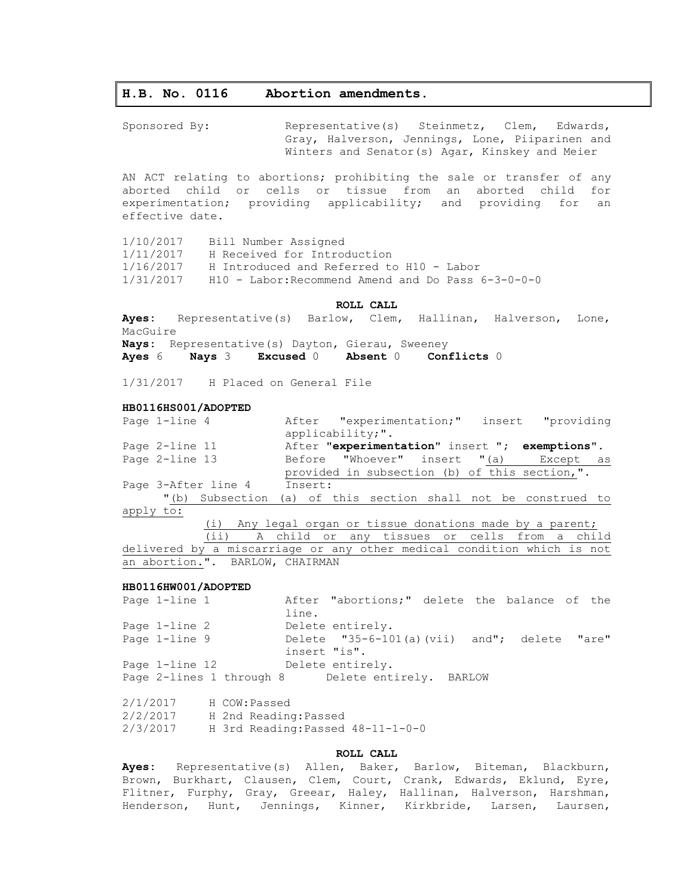# H.B. No. 0116 Abortion amendments.

Sponsored By: Representative(s) Steinmetz, Clem, Edwards, Gray, Halverson, Jennings, Lone, Piiparinen and Winters and Senator(s) Agar, Kinskey and Meier

AN ACT relating to abortions; prohibiting the sale or transfer of any aborted child or cells or tissue from an aborted child for experimentation; providing applicability; and providing for an effective date.

| | |
|---|---|
| 1/10/2017 | Bill Number Assigned |
| 1/11/2017 | H Received for Introduction |
| 1/16/2017 | H Introduced and Referred to H10 - Labor |
| 1/31/2017 | H10 - Labor:Recommend Amend and Do Pass 6-3-0-0-0 |

**ROLL CALL**

**Ayes:** Representative(s) Barlow, Clem, Hallinan, Halverson, Lone, MacGuire

**Nays:** Representative(s) Dayton, Gierau, Sweeney

**Ayes** 6 **Nays** 3 **Excused** 0 **Absent** 0 **Conflicts** 0

1/31/2017 H Placed on General File

**HB0116HS001/ADOPTED**

Page 1-line 4 After "experimentation;" insert "providing applicability;".

Page 2-line 11 After "**experimentation**" insert "; **exemptions**".

Page 2-line 13 Before "Whoever" insert "(a) Except as provided in subsection (b) of this section,".

Page 3-After line 4 Insert:

"(b) Subsection (a) of this section shall not be construed to apply to:

(i) Any legal organ or tissue donations made by a parent;

(ii) A child or any tissues or cells from a child delivered by a miscarriage or any other medical condition which is not an abortion.". BARLOW, CHAIRMAN

**HB0116HW001/ADOPTED**

Page 1-line 1 After "abortions;" delete the balance of the line.

Page 1-line 2 Delete entirely.

Page 1-line 9 Delete "35-6-101(a)(vii) and"; delete "are" insert "is".

Page 1-line 12 Delete entirely.

Page 2-lines 1 through 8 Delete entirely. BARLOW

| | |
|---|---|
| 2/1/2017 | H COW:Passed |
| 2/2/2017 | H 2nd Reading:Passed |
| 2/3/2017 | H 3rd Reading:Passed 48-11-1-0-0 |

**ROLL CALL**

**Ayes:** Representative(s) Allen, Baker, Barlow, Biteman, Blackburn, Brown, Burkhart, Clausen, Clem, Court, Crank, Edwards, Eklund, Eyre, Flitner, Furphy, Gray, Greear, Haley, Hallinan, Halverson, Harshman, Henderson, Hunt, Jennings, Kinner, Kirkbride, Larsen, Laursen,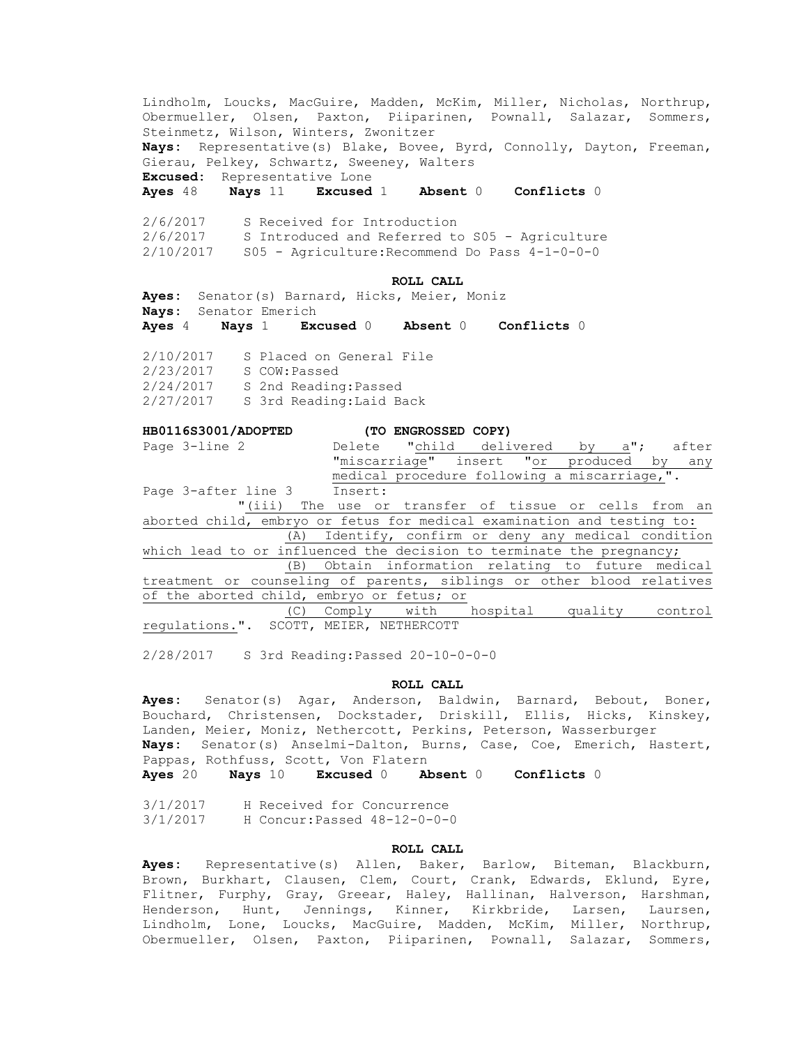Lindholm, Loucks, MacGuire, Madden, McKim, Miller, Nicholas, Northrup, Obermueller, Olsen, Paxton, Piiparinen, Pownall, Salazar, Sommers, Steinmetz, Wilson, Winters, Zwonitzer
**Nays:** Representative(s) Blake, Bovee, Byrd, Connolly, Dayton, Freeman, Gierau, Pelkey, Schwartz, Sweeney, Walters
**Excused:** Representative Lone
**Ayes** 48 **Nays** 11 **Excused** 1 **Absent** 0 **Conflicts** 0

2/6/2017 S Received for Introduction
2/6/2017 S Introduced and Referred to S05 - Agriculture
2/10/2017 S05 - Agriculture:Recommend Do Pass 4-1-0-0-0

**ROLL CALL**

**Ayes:** Senator(s) Barnard, Hicks, Meier, Moniz
**Nays:** Senator Emerich
**Ayes** 4 **Nays** 1 **Excused** 0 **Absent** 0 **Conflicts** 0

2/10/2017 S Placed on General File
2/23/2017 S COW:Passed
2/24/2017 S 2nd Reading:Passed
2/27/2017 S 3rd Reading:Laid Back

**HB0116S3001/ADOPTED (TO ENGROSSED COPY)**

Page 3-line 2 Delete "child delivered by a"; after "miscarriage" insert "or produced by any medical procedure following a miscarriage,".

Page 3-after line 3 Insert:

"(iii) The use or transfer of tissue or cells from an aborted child, embryo or fetus for medical examination and testing to:

(A) Identify, confirm or deny any medical condition which lead to or influenced the decision to terminate the pregnancy;

(B) Obtain information relating to future medical treatment or counseling of parents, siblings or other blood relatives of the aborted child, embryo or fetus; or

(C) Comply with hospital quality control regulations.". SCOTT, MEIER, NETHERCOTT

2/28/2017 S 3rd Reading:Passed 20-10-0-0-0

**ROLL CALL**

**Ayes:** Senator(s) Agar, Anderson, Baldwin, Barnard, Bebout, Boner, Bouchard, Christensen, Dockstader, Driskill, Ellis, Hicks, Kinskey, Landen, Meier, Moniz, Nethercott, Perkins, Peterson, Wasserburger
**Nays:** Senator(s) Anselmi-Dalton, Burns, Case, Coe, Emerich, Hastert, Pappas, Rothfuss, Scott, Von Flatern
**Ayes** 20 **Nays** 10 **Excused** 0 **Absent** 0 **Conflicts** 0

3/1/2017 H Received for Concurrence
3/1/2017 H Concur:Passed 48-12-0-0-0

**ROLL CALL**

**Ayes:** Representative(s) Allen, Baker, Barlow, Biteman, Blackburn, Brown, Burkhart, Clausen, Clem, Court, Crank, Edwards, Eklund, Eyre, Flitner, Furphy, Gray, Greear, Haley, Hallinan, Halverson, Harshman, Henderson, Hunt, Jennings, Kinner, Kirkbride, Larsen, Laursen, Lindholm, Lone, Loucks, MacGuire, Madden, McKim, Miller, Northrup, Obermueller, Olsen, Paxton, Piiparinen, Pownall, Salazar, Sommers,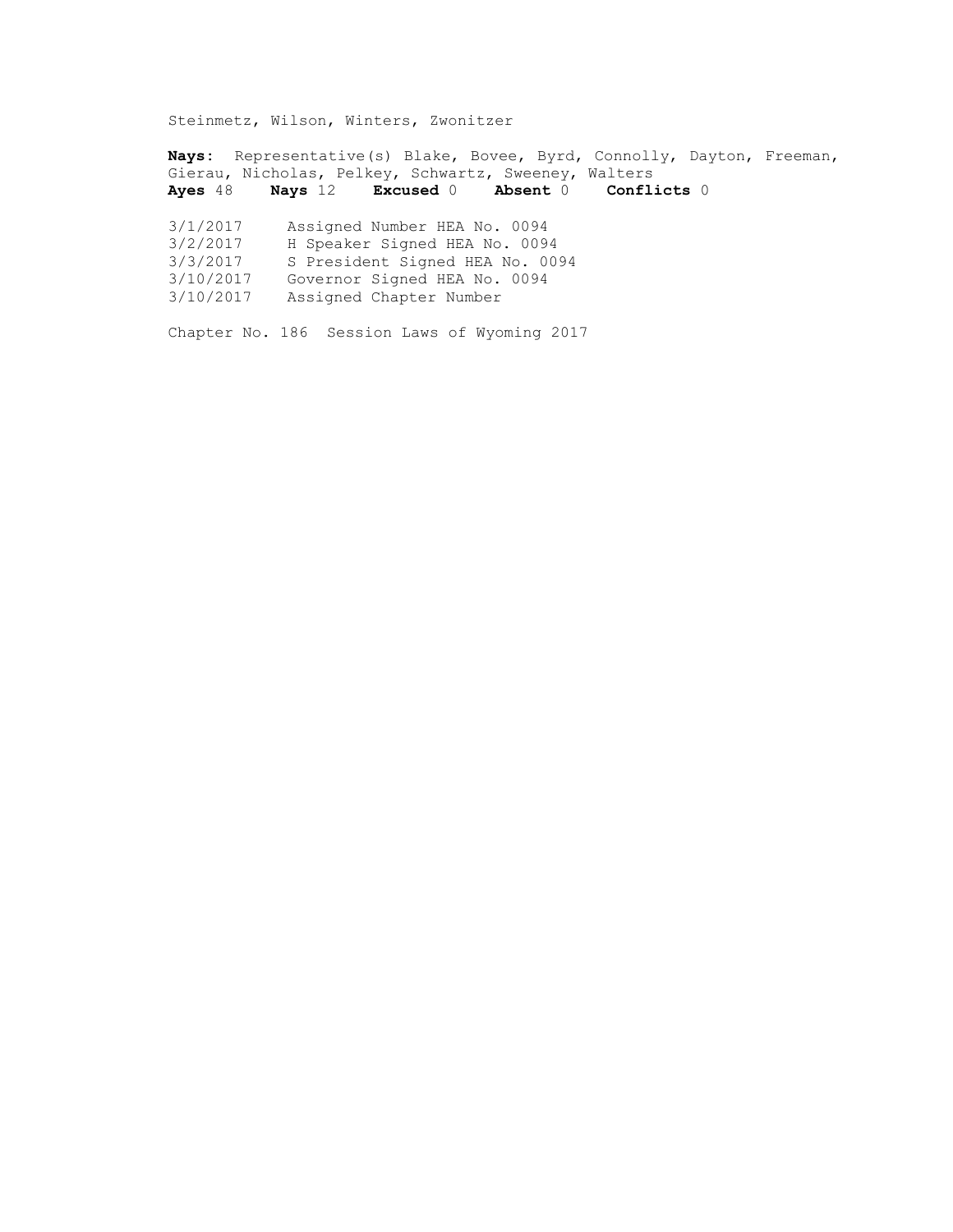Steinmetz, Wilson, Winters, Zwonitzer

**Nays:** Representative(s) Blake, Bovee, Byrd, Connolly, Dayton, Freeman, Gierau, Nicholas, Pelkey, Schwartz, Sweeney, Walters
**Ayes** 48 **Nays** 12 **Excused** 0 **Absent** 0 **Conflicts** 0

| | |
|---|---|
| 3/1/2017 | Assigned Number HEA No. 0094 |
| 3/2/2017 | H Speaker Signed HEA No. 0094 |
| 3/3/2017 | S President Signed HEA No. 0094 |
| 3/10/2017 | Governor Signed HEA No. 0094 |
| 3/10/2017 | Assigned Chapter Number |

Chapter No. 186 Session Laws of Wyoming 2017